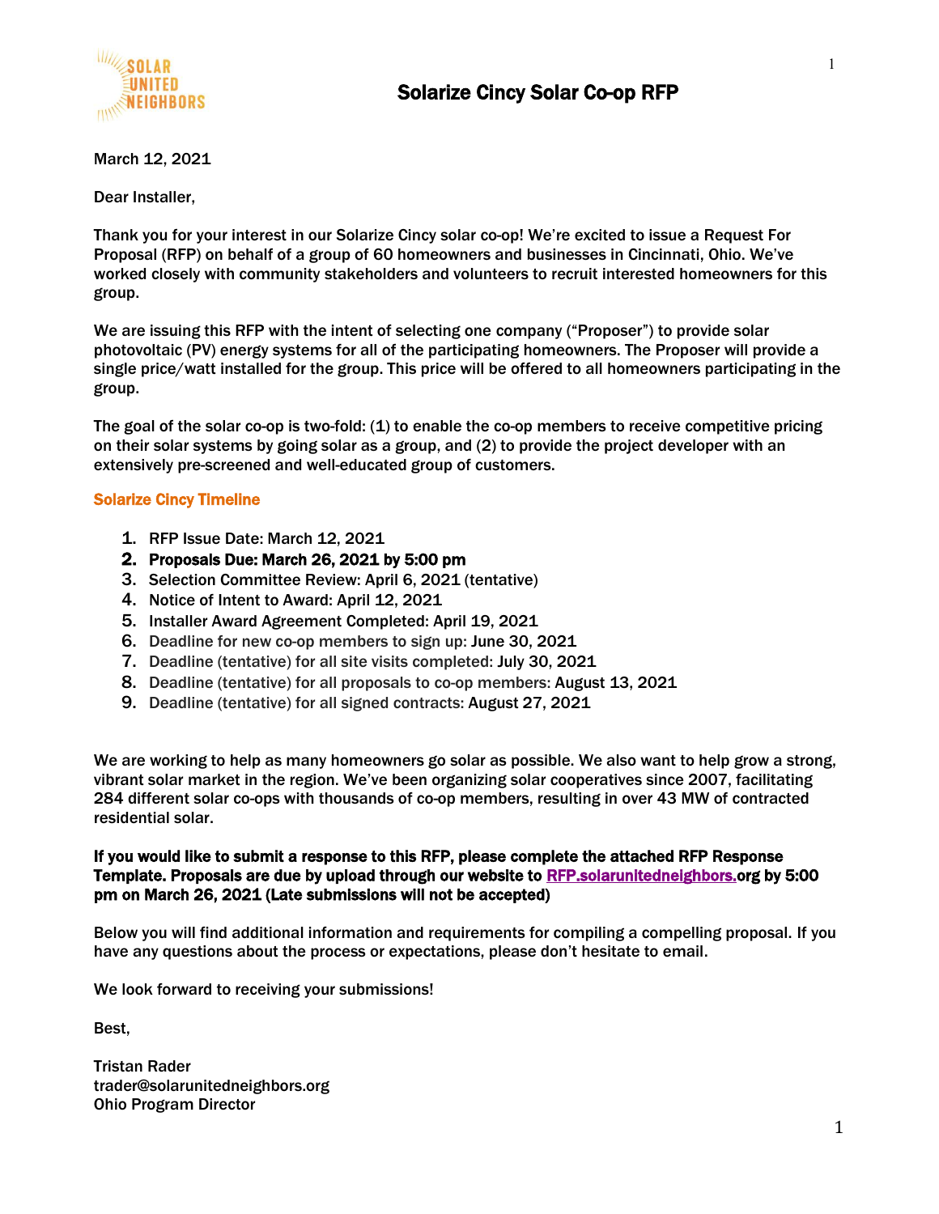# Solarize Cincy Solar Co-op RFP

March 12, 2021

Dear Installer,

Thank you for your interest in our Solarize Cincy solar co-op! We're excited to issue a Request For Proposal (RFP) on behalf of a group of 60 homeowners and businesses in Cincinnati, Ohio. We've worked closely with community stakeholders and volunteers to recruit interested homeowners for this group.

We are issuing this RFP with the intent of selecting one company ("Proposer") to provide solar photovoltaic (PV) energy systems for all of the participating homeowners. The Proposer will provide a single price/watt installed for the group. This price will be offered to all homeowners participating in the group.

The goal of the solar co-op is two-fold: (1) to enable the co-op members to receive competitive pricing on their solar systems by going solar as a group, and (2) to provide the project developer with an extensively pre-screened and well-educated group of customers.

## Solarize Cincy Timeline

1. RFP Issue Date: March 12, 2021
2. **Proposals Due: March 26, 2021 by 5:00 pm**
3. Selection Committee Review: April 6, 2021 (tentative)
4. Notice of Intent to Award: April 12, 2021
5. Installer Award Agreement Completed: April 19, 2021
6. Deadline for new co-op members to sign up: June 30, 2021
7. Deadline (tentative) for all site visits completed: July 30, 2021
8. Deadline (tentative) for all proposals to co-op members: August 13, 2021
9. Deadline (tentative) for all signed contracts: August 27, 2021

We are working to help as many homeowners go solar as possible. We also want to help grow a strong, vibrant solar market in the region. We've been organizing solar cooperatives since 2007, facilitating 284 different solar co-ops with thousands of co-op members, resulting in over 43 MW of contracted residential solar.

**If you would like to submit a response to this RFP, please complete the attached RFP Response Template. Proposals are due by upload through our website to RFP.solarunitedneighbors.org by 5:00 pm on March 26, 2021 (Late submissions will not be accepted)**

Below you will find additional information and requirements for compiling a compelling proposal. If you have any questions about the process or expectations, please don't hesitate to email.

We look forward to receiving your submissions!

Best,

Tristan Rader
trader@solarunitedneighbors.org
Ohio Program Director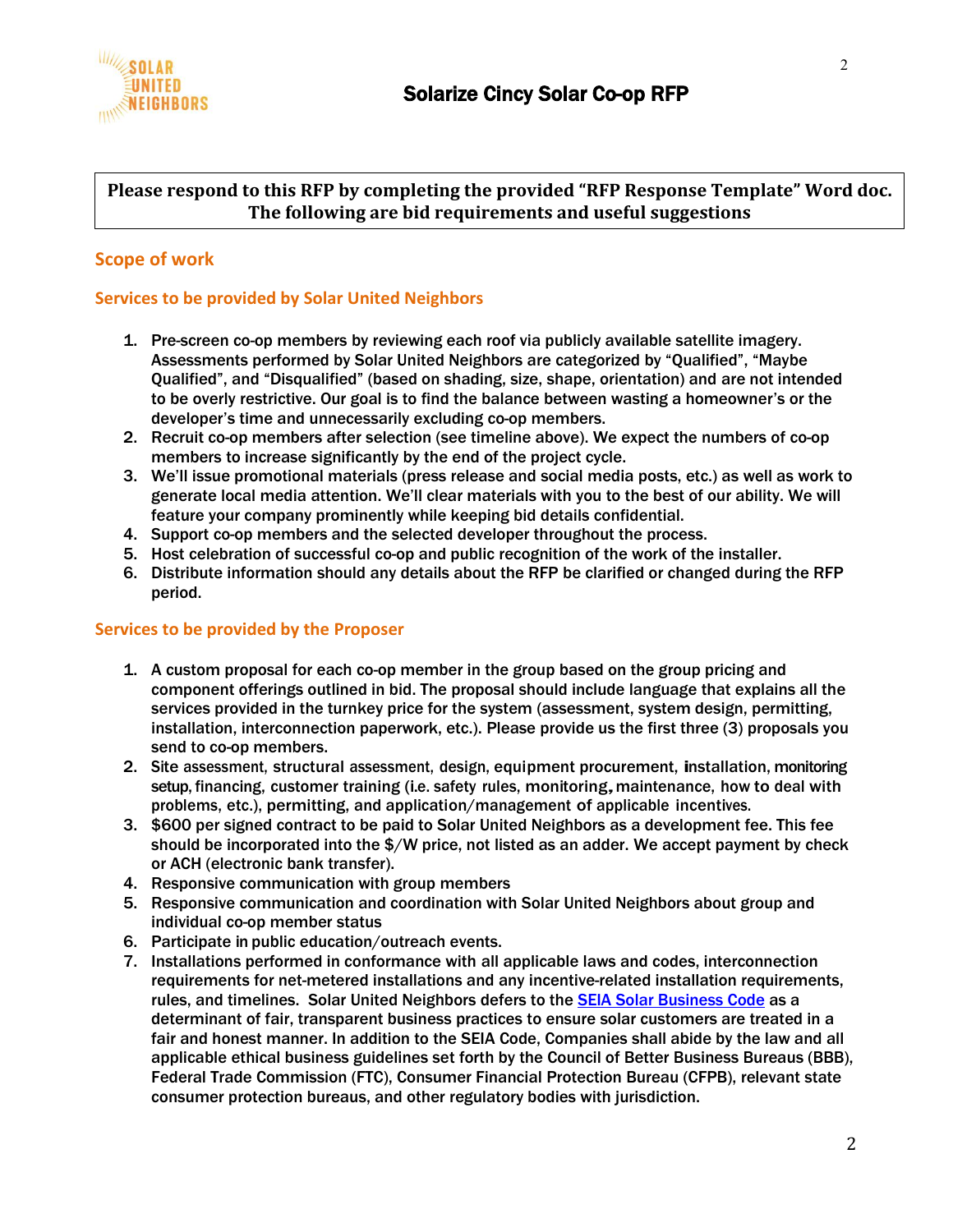**Please respond to this RFP by completing the provided "RFP Response Template" Word doc. The following are bid requirements and useful suggestions**

## Scope of work

### Services to be provided by Solar United Neighbors

1. Pre-screen co-op members by reviewing each roof via publicly available satellite imagery. Assessments performed by Solar United Neighbors are categorized by "Qualified", "Maybe Qualified", and "Disqualified" (based on shading, size, shape, orientation) and are not intended to be overly restrictive. Our goal is to find the balance between wasting a homeowner's or the developer's time and unnecessarily excluding co-op members.
2. Recruit co-op members after selection (see timeline above). We expect the numbers of co-op members to increase significantly by the end of the project cycle.
3. We'll issue promotional materials (press release and social media posts, etc.) as well as work to generate local media attention. We'll clear materials with you to the best of our ability. We will feature your company prominently while keeping bid details confidential.
4. Support co-op members and the selected developer throughout the process.
5. Host celebration of successful co-op and public recognition of the work of the installer.
6. Distribute information should any details about the RFP be clarified or changed during the RFP period.

### Services to be provided by the Proposer

1. A custom proposal for each co-op member in the group based on the group pricing and component offerings outlined in bid. The proposal should include language that explains all the services provided in the turnkey price for the system (assessment, system design, permitting, installation, interconnection paperwork, etc.). Please provide us the first three (3) proposals you send to co-op members.
2. Site assessment, structural assessment, design, equipment procurement, installation, monitoring setup, financing, customer training (i.e. safety rules, monitoring, maintenance, how to deal with problems, etc.), permitting, and application/management of applicable incentives.
3. $600 per signed contract to be paid to Solar United Neighbors as a development fee. This fee should be incorporated into the $/W price, not listed as an adder. We accept payment by check or ACH (electronic bank transfer).
4. Responsive communication with group members
5. Responsive communication and coordination with Solar United Neighbors about group and individual co-op member status
6. Participate in public education/outreach events.
7. Installations performed in conformance with all applicable laws and codes, interconnection requirements for net-metered installations and any incentive-related installation requirements, rules, and timelines. Solar United Neighbors defers to the [SEIA Solar Business Code](SEIA Solar Business Code) as a determinant of fair, transparent business practices to ensure solar customers are treated in a fair and honest manner. In addition to the SEIA Code, Companies shall abide by the law and all applicable ethical business guidelines set forth by the Council of Better Business Bureaus (BBB), Federal Trade Commission (FTC), Consumer Financial Protection Bureau (CFPB), relevant state consumer protection bureaus, and other regulatory bodies with jurisdiction.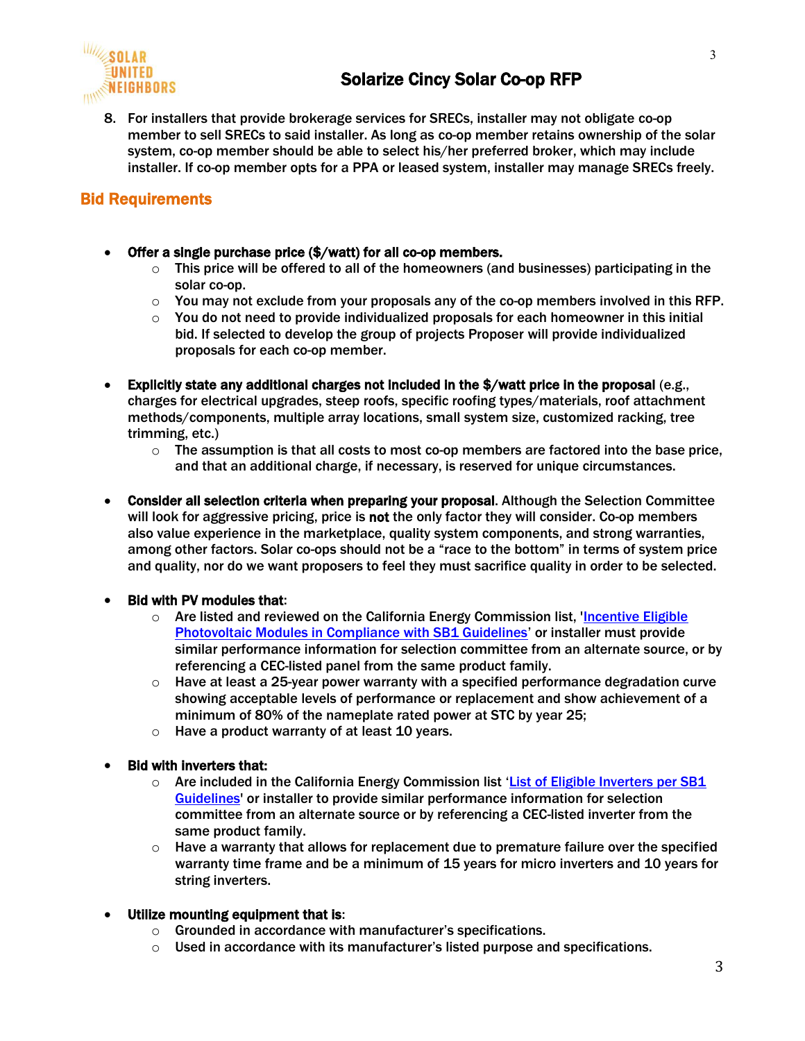8. For installers that provide brokerage services for SRECs, installer may not obligate co-op member to sell SRECs to said installer. As long as co-op member retains ownership of the solar system, co-op member should be able to select his/her preferred broker, which may include installer. If co-op member opts for a PPA or leased system, installer may manage SRECs freely.

## Bid Requirements

- **Offer a single purchase price ($/watt) for all co-op members.**
  - This price will be offered to all of the homeowners (and businesses) participating in the solar co-op.
  - You may not exclude from your proposals any of the co-op members involved in this RFP.
  - You do not need to provide individualized proposals for each homeowner in this initial bid. If selected to develop the group of projects Proposer will provide individualized proposals for each co-op member.

- **Explicitly state any additional charges not included in the $/watt price in the proposal** (e.g., charges for electrical upgrades, steep roofs, specific roofing types/materials, roof attachment methods/components, multiple array locations, small system size, customized racking, tree trimming, etc.)
  - The assumption is that all costs to most co-op members are factored into the base price, and that an additional charge, if necessary, is reserved for unique circumstances.

- **Consider all selection criteria when preparing your proposal**. Although the Selection Committee will look for aggressive pricing, price is **not** the only factor they will consider. Co-op members also value experience in the marketplace, quality system components, and strong warranties, among other factors. Solar co-ops should not be a "race to the bottom" in terms of system price and quality, nor do we want proposers to feel they must sacrifice quality in order to be selected.

- **Bid with PV modules that**:
  - Are listed and reviewed on the California Energy Commission list, 'Incentive Eligible Photovoltaic Modules in Compliance with SB1 Guidelines' or installer must provide similar performance information for selection committee from an alternate source, or by referencing a CEC-listed panel from the same product family.
  - Have at least a 25-year power warranty with a specified performance degradation curve showing acceptable levels of performance or replacement and show achievement of a minimum of 80% of the nameplate rated power at STC by year 25;
  - Have a product warranty of at least 10 years.

- **Bid with inverters that:**
  - Are included in the California Energy Commission list 'List of Eligible Inverters per SB1 Guidelines' or installer to provide similar performance information for selection committee from an alternate source or by referencing a CEC-listed inverter from the same product family.
  - Have a warranty that allows for replacement due to premature failure over the specified warranty time frame and be a minimum of 15 years for micro inverters and 10 years for string inverters.

- **Utilize mounting equipment that is**:
  - Grounded in accordance with manufacturer's specifications.
  - Used in accordance with its manufacturer's listed purpose and specifications.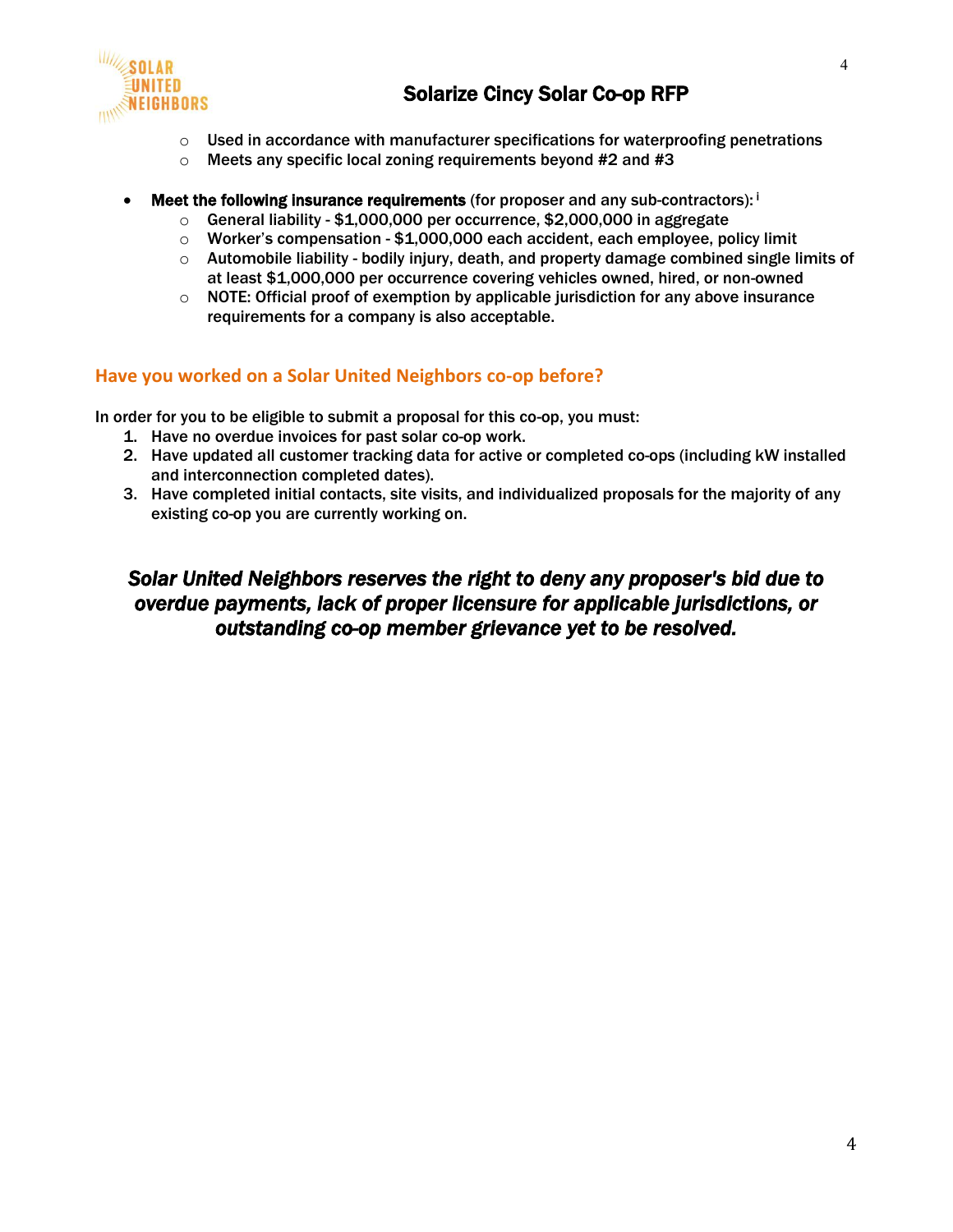- Used in accordance with manufacturer specifications for waterproofing penetrations
   - Meets any specific local zoning requirements beyond #2 and #3

- **Meet the following insurance requirements** (for proposer and any sub-contractors):[i]
  - General liability - $1,000,000 per occurrence, $2,000,000 in aggregate
  - Worker's compensation - $1,000,000 each accident, each employee, policy limit
  - Automobile liability - bodily injury, death, and property damage combined single limits of at least $1,000,000 per occurrence covering vehicles owned, hired, or non-owned
  - NOTE: Official proof of exemption by applicable jurisdiction for any above insurance requirements for a company is also acceptable.

## Have you worked on a Solar United Neighbors co-op before?

In order for you to be eligible to submit a proposal for this co-op, you must:

1. Have no overdue invoices for past solar co-op work.
2. Have updated all customer tracking data for active or completed co-ops (including kW installed and interconnection completed dates).
3. Have completed initial contacts, site visits, and individualized proposals for the majority of any existing co-op you are currently working on.

***Solar United Neighbors reserves the right to deny any proposer's bid due to overdue payments, lack of proper licensure for applicable jurisdictions, or outstanding co-op member grievance yet to be resolved.***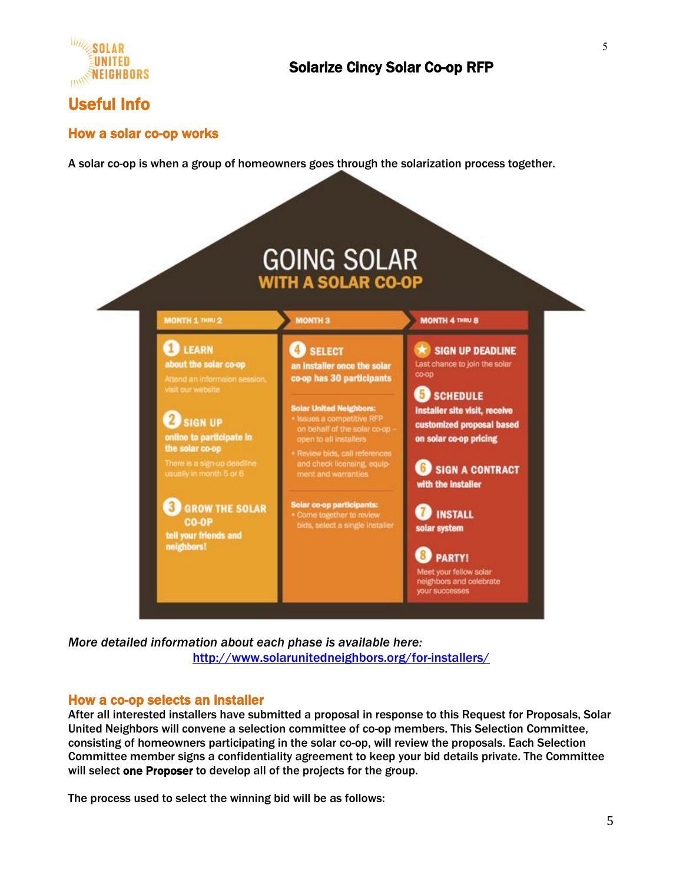## Useful Info

### How a solar co-op works

A solar co-op is when a group of homeowners goes through the solarization process together.

**GOING SOLAR**
**WITH A SOLAR CO-OP**

**MONTH 1 THRU 2**

1. **LEARN** about the solar co-op
   Attend an information session, visit our website
2. **SIGN UP** online to participate in the solar co-op
   There is a sign-up deadline usually in month 5 or 6
3. **GROW THE SOLAR CO-OP** tell your friends and neighbors!

**MONTH 3**

4. **SELECT** an installer once the solar co-op has 30 participants

   **Solar United Neighbors:**
   - Issues a competitive RFP on behalf of the solar co-op – open to all installers
   - Review bids, call references and check licensing, equipment and warranties

   **Solar co-op participants:**
   - Come together to review bids, select a single installer

**MONTH 4 THRU 8**

★ **SIGN UP DEADLINE**
Last chance to join the solar co-op

5. **SCHEDULE** Installer site visit, receive customized proposal based on solar co-op pricing
6. **SIGN A CONTRACT** with the installer
7. **INSTALL** solar system
8. **PARTY!** Meet your fellow solar neighbors and celebrate your successes

*More detailed information about each phase is available here:*
http://www.solarunitedneighbors.org/for-installers/

### How a co-op selects an installer

After all interested installers have submitted a proposal in response to this Request for Proposals, Solar United Neighbors will convene a selection committee of co-op members. This Selection Committee, consisting of homeowners participating in the solar co-op, will review the proposals. Each Selection Committee member signs a confidentiality agreement to keep your bid details private. The Committee will select **one Proposer** to develop all of the projects for the group.

The process used to select the winning bid will be as follows: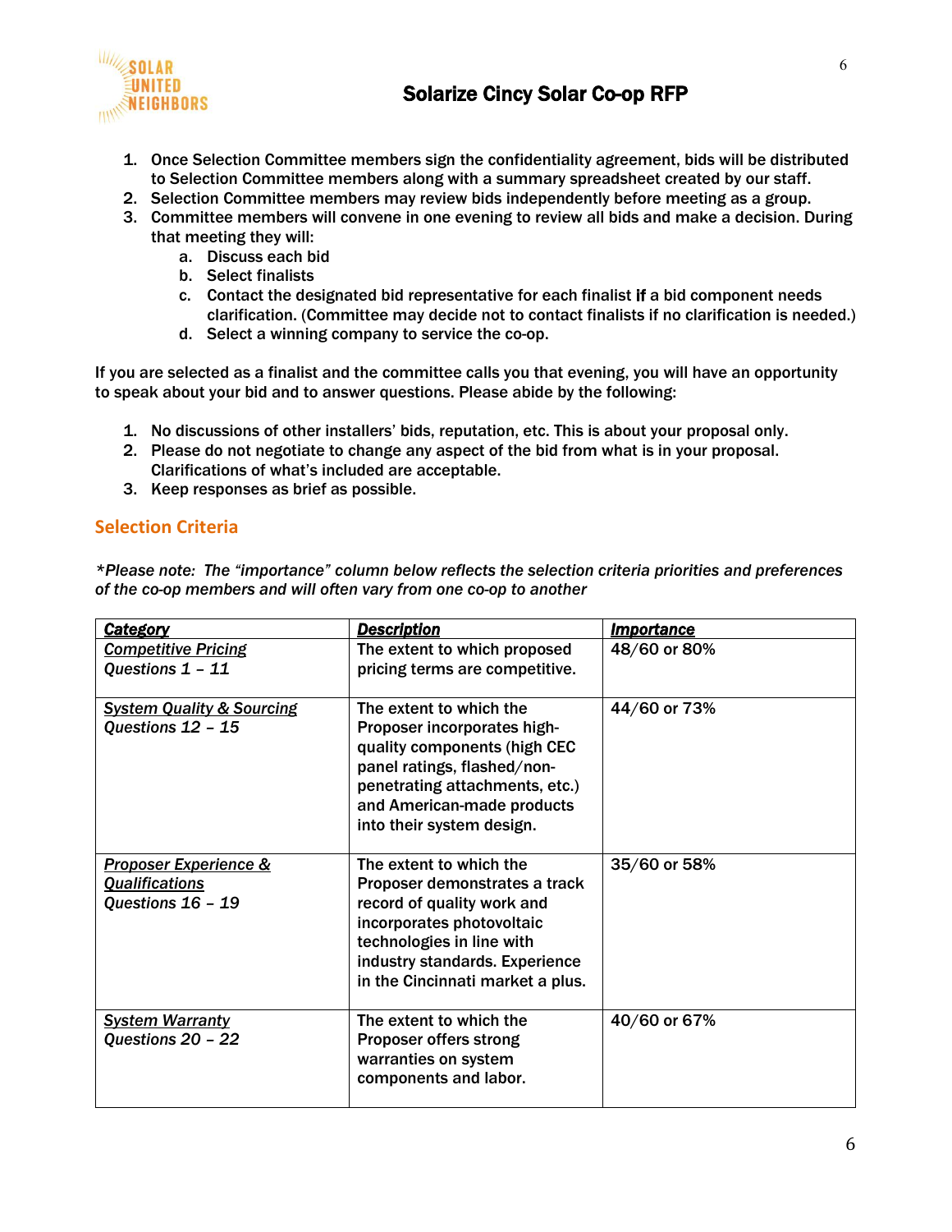1. Once Selection Committee members sign the confidentiality agreement, bids will be distributed to Selection Committee members along with a summary spreadsheet created by our staff.
2. Selection Committee members may review bids independently before meeting as a group.
3. Committee members will convene in one evening to review all bids and make a decision. During that meeting they will:
    a. Discuss each bid
    b. Select finalists
    c. Contact the designated bid representative for each finalist **if** a bid component needs clarification. (Committee may decide not to contact finalists if no clarification is needed.)
    d. Select a winning company to service the co-op.

If you are selected as a finalist and the committee calls you that evening, you will have an opportunity to speak about your bid and to answer questions. Please abide by the following:

1. No discussions of other installers' bids, reputation, etc. This is about your proposal only.
2. Please do not negotiate to change any aspect of the bid from what is in your proposal. Clarifications of what's included are acceptable.
3. Keep responses as brief as possible.

## Selection Criteria

*\*Please note: The "importance" column below reflects the selection criteria priorities and preferences of the co-op members and will often vary from one co-op to another*

| ***Category*** | ***Description*** | ***Importance*** |
|---|---|---|
| ***Competitive Pricing*** *Questions 1 – 11* | The extent to which proposed pricing terms are competitive. | 48/60 or 80% |
| ***System Quality & Sourcing*** *Questions 12 – 15* | The extent to which the Proposer incorporates high-quality components (high CEC panel ratings, flashed/non-penetrating attachments, etc.) and American-made products into their system design. | 44/60 or 73% |
| ***Proposer Experience & Qualifications*** *Questions 16 – 19* | The extent to which the Proposer demonstrates a track record of quality work and incorporates photovoltaic technologies in line with industry standards. Experience in the Cincinnati market a plus. | 35/60 or 58% |
| ***System Warranty*** *Questions 20 – 22* | The extent to which the Proposer offers strong warranties on system components and labor. | 40/60 or 67% |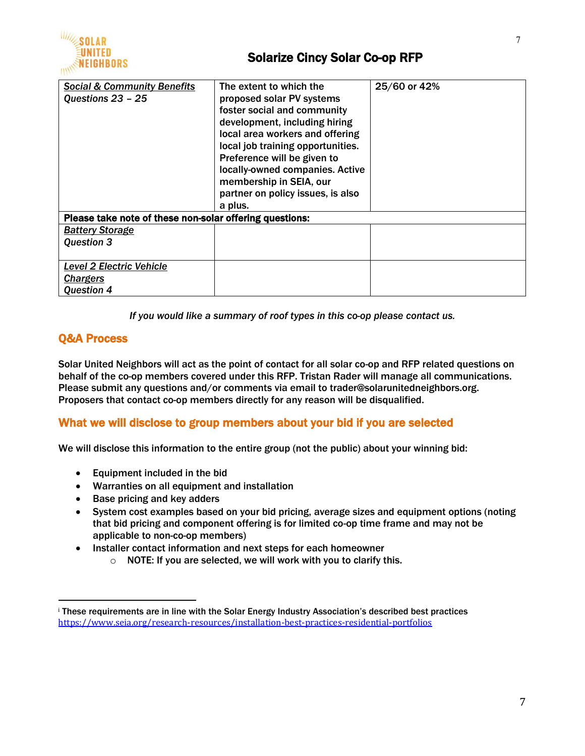| | | |
|---|---|---|
| ***Social & Community Benefits*** *Questions 23 – 25* | The extent to which the proposed solar PV systems foster social and community development, including hiring local area workers and offering local job training opportunities. Preference will be given to locally-owned companies. Active membership in SEIA, our partner on policy issues, is also a plus. | 25/60 or 42% |
| **Please take note of these non-solar offering questions:** | | |
| ***Battery Storage*** *Question 3* | | |
| ***Level 2 Electric Vehicle Chargers*** *Question 4* | | |

*If you would like a summary of roof types in this co-op please contact us.*

## Q&A Process

Solar United Neighbors will act as the point of contact for all solar co-op and RFP related questions on behalf of the co-op members covered under this RFP. Tristan Rader will manage all communications. Please submit any questions and/or comments via email to trader@solarunitedneighbors.org. Proposers that contact co-op members directly for any reason will be disqualified.

## What we will disclose to group members about your bid if you are selected

We will disclose this information to the entire group (not the public) about your winning bid:

- Equipment included in the bid
- Warranties on all equipment and installation
- Base pricing and key adders
- System cost examples based on your bid pricing, average sizes and equipment options (noting that bid pricing and component offering is for limited co-op time frame and may not be applicable to non-co-op members)
- Installer contact information and next steps for each homeowner
    - NOTE: If you are selected, we will work with you to clarify this.

---

[i] These requirements are in line with the Solar Energy Industry Association's described best practices https://www.seia.org/research-resources/installation-best-practices-residential-portfolios